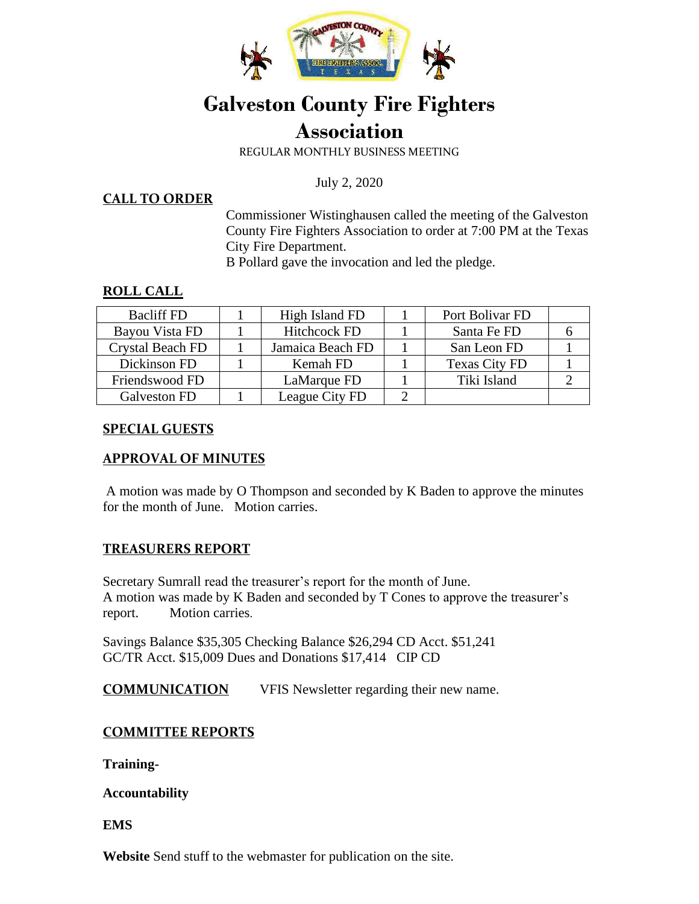# Galveston County Fire Fighters Association

REGULAR MONTHLY BUSINESS MEETING

July 2, 2020

## CALL TO ORDER

Commissioner Wistinghausen called the meeting of the Galveston County Fire Fighters Association to order at 7:00 PM at the Texas City Fire Department.

B Pollard gave the invocation and led the pledge.

## ROLL CALL

| Bacliff FD | 1 | High Island FD | 1 | Port Bolivar FD | |
|---|---|---|---|---|---|
| Bayou Vista FD | 1 | Hitchcock FD | 1 | Santa Fe FD | 6 |
| Crystal Beach FD | 1 | Jamaica Beach FD | 1 | San Leon FD | 1 |
| Dickinson FD | 1 | Kemah FD | 1 | Texas City FD | 1 |
| Friendswood FD | | LaMarque FD | 1 | Tiki Island | 2 |
| Galveston FD | 1 | League City FD | 2 | | |

## SPECIAL GUESTS

## APPROVAL OF MINUTES

A motion was made by O Thompson and seconded by K Baden to approve the minutes for the month of June. Motion carries.

## TREASURERS REPORT

Secretary Sumrall read the treasurer's report for the month of June.
A motion was made by K Baden and seconded by T Cones to approve the treasurer's report. Motion carries.

Savings Balance $35,305 Checking Balance $26,294 CD Acct. $51,241
GC/TR Acct. $15,009 Dues and Donations $17,414 CIP CD

## COMMUNICATION

VFIS Newsletter regarding their new name.

## COMMITTEE REPORTS

**Training-**

**Accountability**

**EMS**

**Website** Send stuff to the webmaster for publication on the site.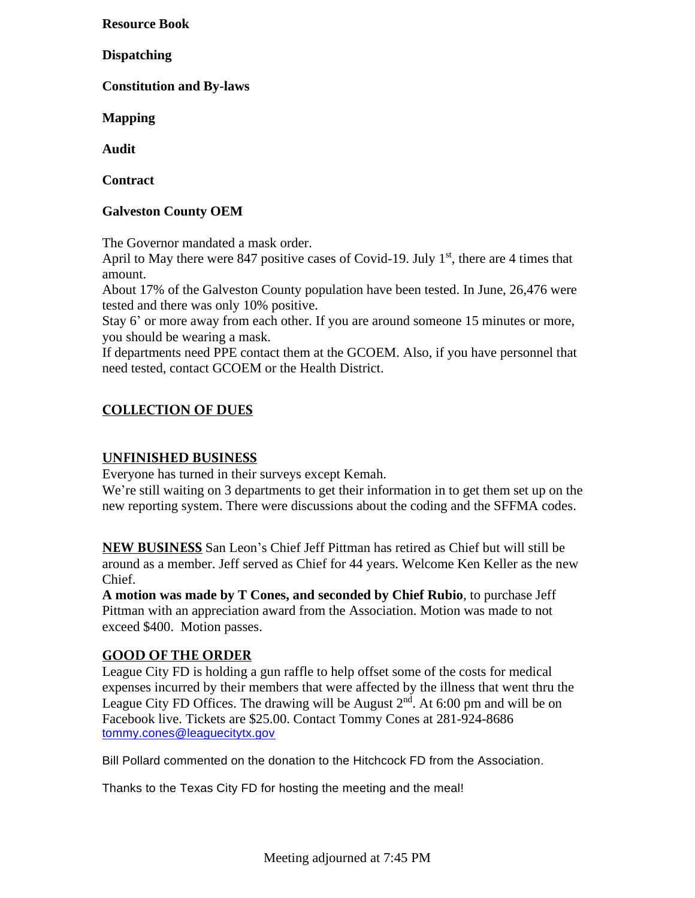**Resource Book**

**Dispatching**

**Constitution and By-laws**

**Mapping**

**Audit**

**Contract**

**Galveston County OEM**

The Governor mandated a mask order.
April to May there were 847 positive cases of Covid-19. July 1st, there are 4 times that amount.
About 17% of the Galveston County population have been tested. In June, 26,476 were tested and there was only 10% positive.
Stay 6' or more away from each other. If you are around someone 15 minutes or more, you should be wearing a mask.
If departments need PPE contact them at the GCOEM. Also, if you have personnel that need tested, contact GCOEM or the Health District.

**COLLECTION OF DUES**

**UNFINISHED BUSINESS**

Everyone has turned in their surveys except Kemah.
We're still waiting on 3 departments to get their information in to get them set up on the new reporting system. There were discussions about the coding and the SFFMA codes.

**NEW BUSINESS** San Leon's Chief Jeff Pittman has retired as Chief but will still be around as a member. Jeff served as Chief for 44 years. Welcome Ken Keller as the new Chief.

**A motion was made by T Cones, and seconded by Chief Rubio**, to purchase Jeff Pittman with an appreciation award from the Association. Motion was made to not exceed $400. Motion passes.

**GOOD OF THE ORDER**

League City FD is holding a gun raffle to help offset some of the costs for medical expenses incurred by their members that were affected by the illness that went thru the League City FD Offices. The drawing will be August 2nd. At 6:00 pm and will be on Facebook live. Tickets are $25.00. Contact Tommy Cones at 281-924-8686 tommy.cones@leaguecitytx.gov

Bill Pollard commented on the donation to the Hitchcock FD from the Association.

Thanks to the Texas City FD for hosting the meeting and the meal!

Meeting adjourned at 7:45 PM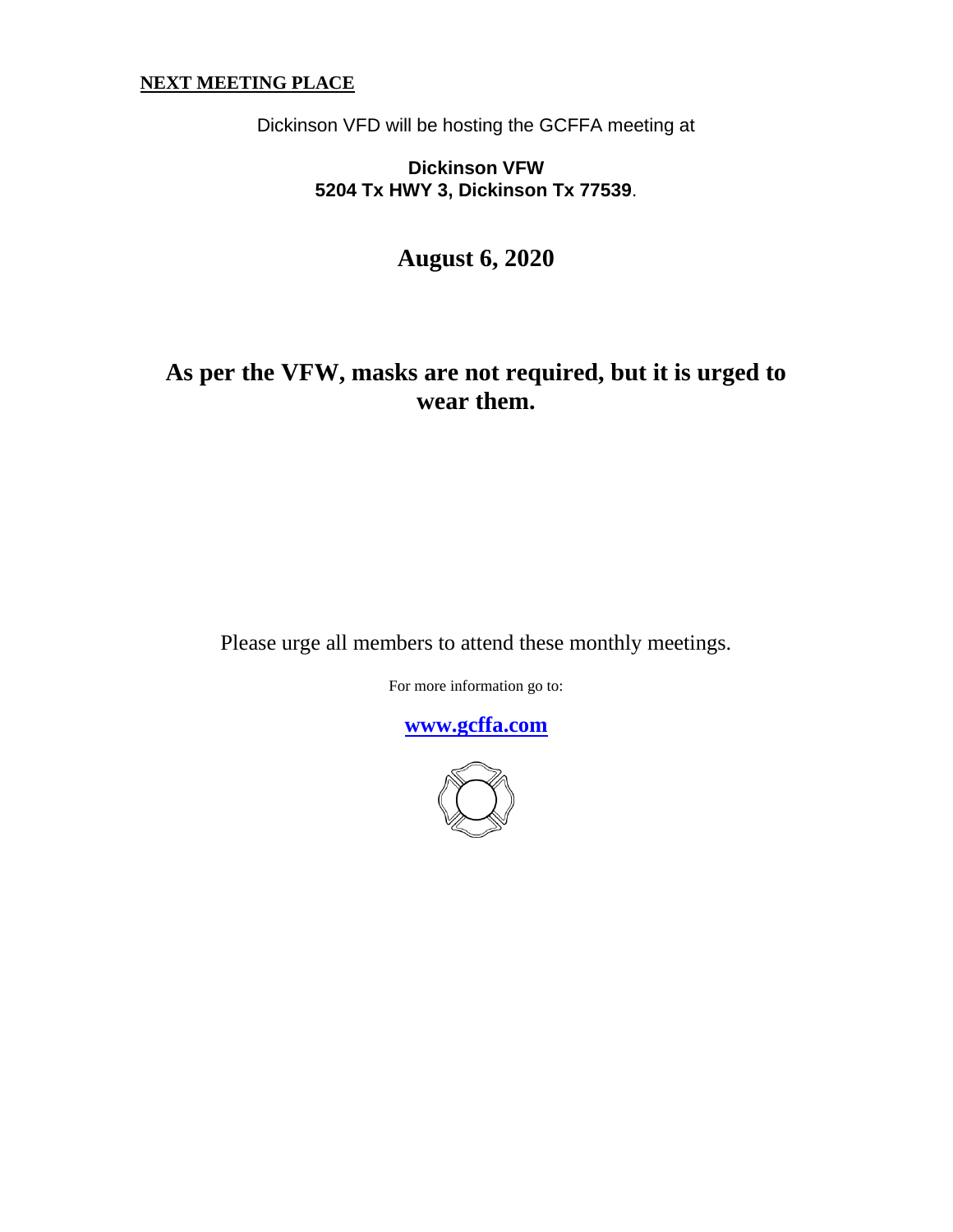**NEXT MEETING PLACE**

Dickinson VFD will be hosting the GCFFA meeting at

**Dickinson VFW**
**5204 Tx HWY 3, Dickinson Tx 77539**.

## August 6, 2020

## As per the VFW, masks are not required, but it is urged to wear them.

Please urge all members to attend these monthly meetings.

For more information go to:

**www.gcffa.com**